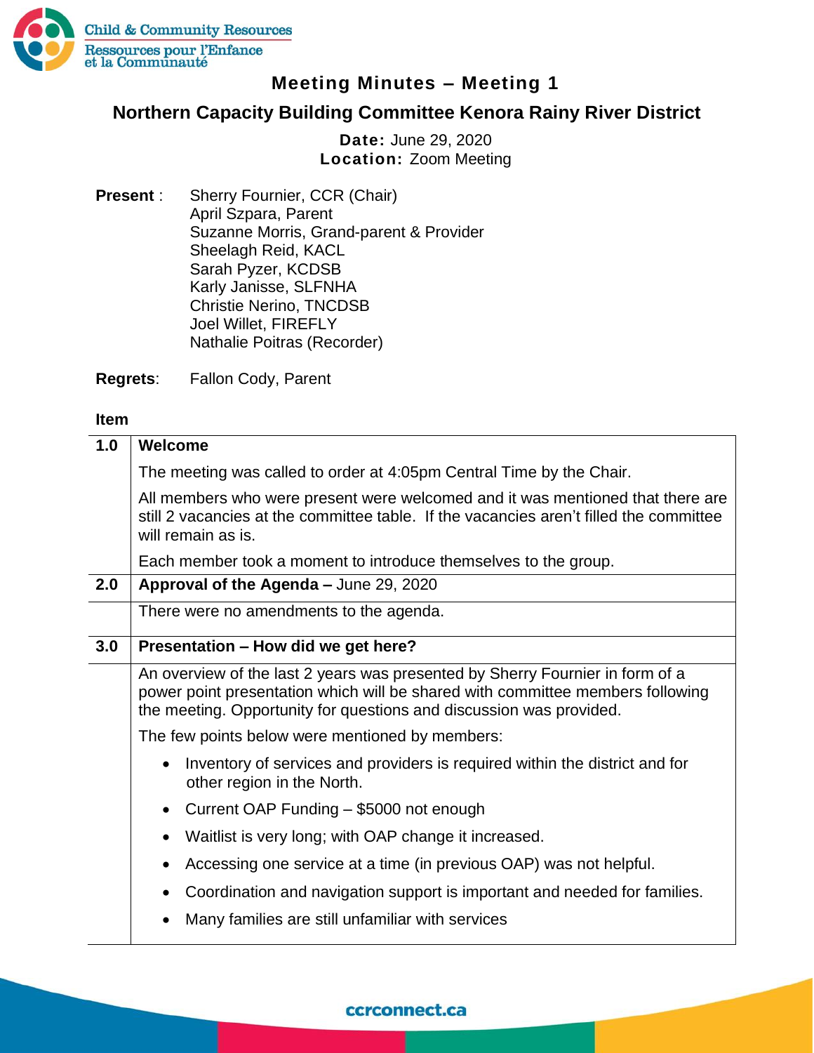Child & Community Resources
Ressources pour l'Enfance et la Communauté

# Meeting Minutes – Meeting 1

## Northern Capacity Building Committee Kenora Rainy River District

**Date:** June 29, 2020
**Location:** Zoom Meeting

**Present**: Sherry Fournier, CCR (Chair)
April Szpara, Parent
Suzanne Morris, Grand-parent & Provider
Sheelagh Reid, KACL
Sarah Pyzer, KCDSB
Karly Janisse, SLFNHA
Christie Nerino, TNCDSB
Joel Willet, FIREFLY
Nathalie Poitras (Recorder)

**Regrets**: Fallon Cody, Parent

**Item**

| | |
|---|---|
| **1.0** | **Welcome** |
| | The meeting was called to order at 4:05pm Central Time by the Chair.<br><br>All members who were present were welcomed and it was mentioned that there are still 2 vacancies at the committee table. If the vacancies aren't filled the committee will remain as is.<br><br>Each member took a moment to introduce themselves to the group. |
| **2.0** | **Approval of the Agenda –** June 29, 2020 |
| | There were no amendments to the agenda. |
| **3.0** | **Presentation – How did we get here?** |
| | An overview of the last 2 years was presented by Sherry Fournier in form of a power point presentation which will be shared with committee members following the meeting. Opportunity for questions and discussion was provided.<br><br>The few points below were mentioned by members:<br><br>• Inventory of services and providers is required within the district and for other region in the North.<br>• Current OAP Funding – $5000 not enough<br>• Waitlist is very long; with OAP change it increased.<br>• Accessing one service at a time (in previous OAP) was not helpful.<br>• Coordination and navigation support is important and needed for families.<br>• Many families are still unfamiliar with services |

ccrconnect.ca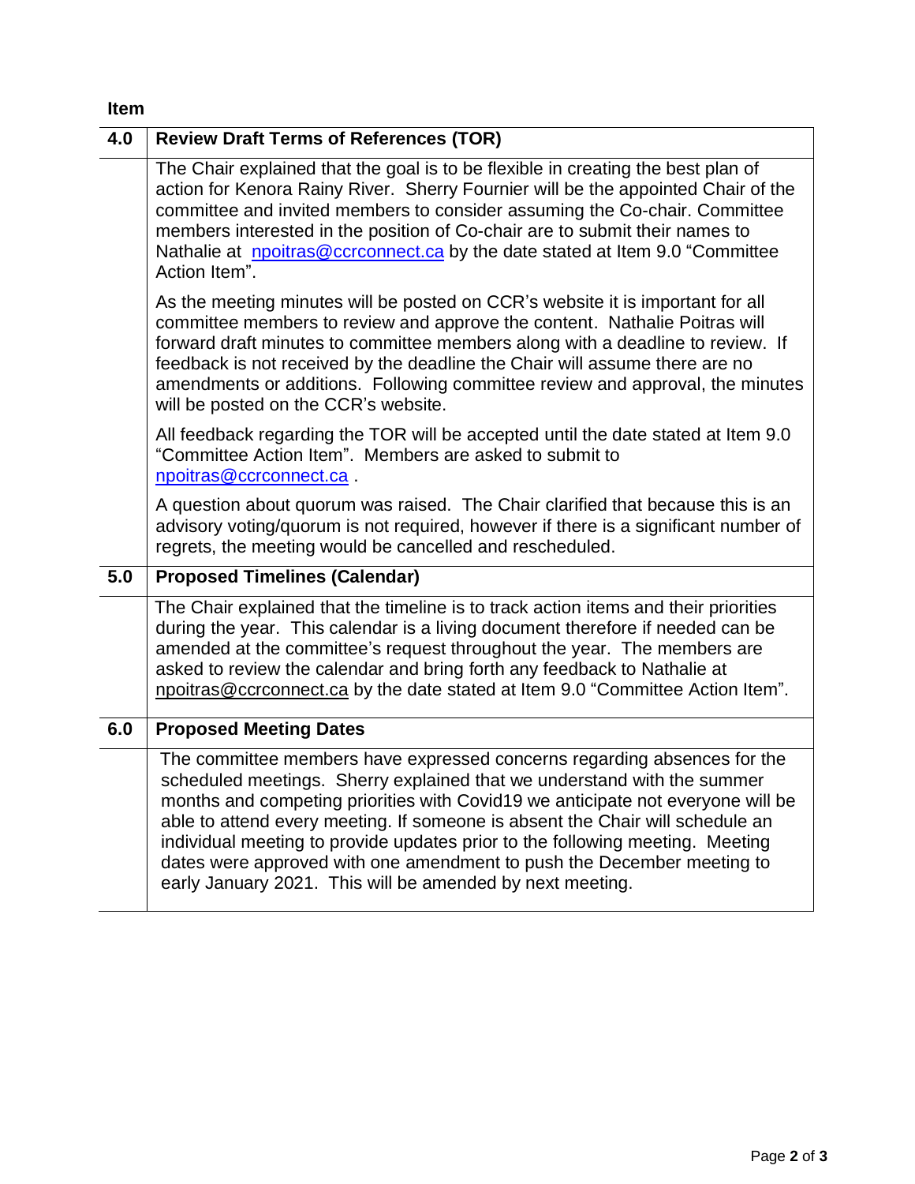| Item | |
|---|---|
| **4.0** | **Review Draft Terms of References (TOR)** |
| | The Chair explained that the goal is to be flexible in creating the best plan of action for Kenora Rainy River. Sherry Fournier will be the appointed Chair of the committee and invited members to consider assuming the Co-chair. Committee members interested in the position of Co-chair are to submit their names to Nathalie at npoitras@ccrconnect.ca by the date stated at Item 9.0 "Committee Action Item".<br><br>As the meeting minutes will be posted on CCR's website it is important for all committee members to review and approve the content. Nathalie Poitras will forward draft minutes to committee members along with a deadline to review. If feedback is not received by the deadline the Chair will assume there are no amendments or additions. Following committee review and approval, the minutes will be posted on the CCR's website.<br><br>All feedback regarding the TOR will be accepted until the date stated at Item 9.0 "Committee Action Item". Members are asked to submit to npoitras@ccrconnect.ca .<br><br>A question about quorum was raised. The Chair clarified that because this is an advisory voting/quorum is not required, however if there is a significant number of regrets, the meeting would be cancelled and rescheduled. |
| **5.0** | **Proposed Timelines (Calendar)** |
| | The Chair explained that the timeline is to track action items and their priorities during the year. This calendar is a living document therefore if needed can be amended at the committee's request throughout the year. The members are asked to review the calendar and bring forth any feedback to Nathalie at npoitras@ccrconnect.ca by the date stated at Item 9.0 "Committee Action Item". |
| **6.0** | **Proposed Meeting Dates** |
| | The committee members have expressed concerns regarding absences for the scheduled meetings. Sherry explained that we understand with the summer months and competing priorities with Covid19 we anticipate not everyone will be able to attend every meeting. If someone is absent the Chair will schedule an individual meeting to provide updates prior to the following meeting. Meeting dates were approved with one amendment to push the December meeting to early January 2021. This will be amended by next meeting. |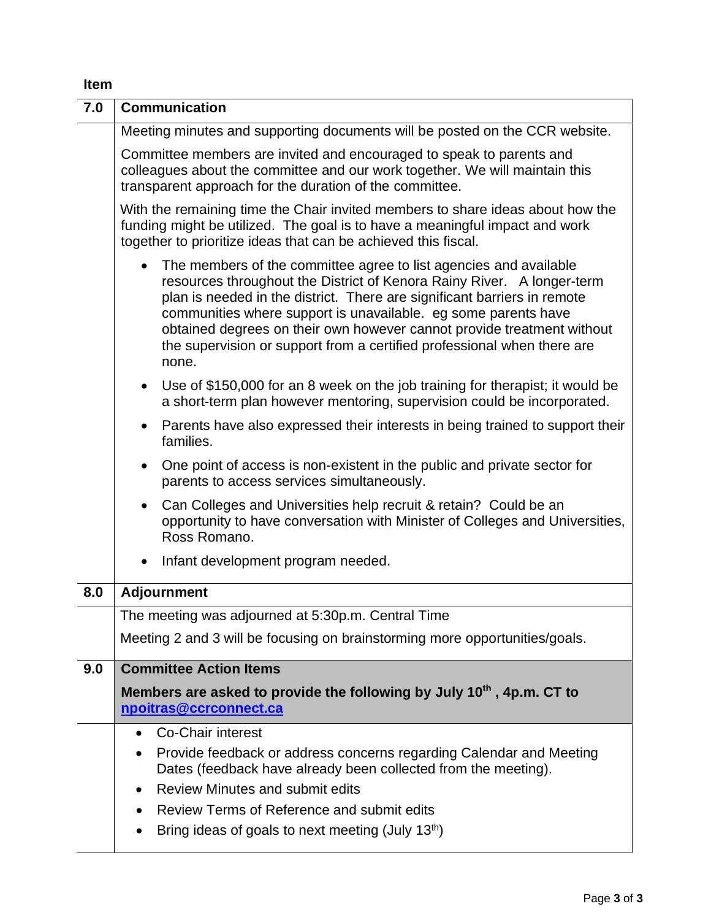| Item | |
|---|---|
| 7.0 | **Communication** |
| | Meeting minutes and supporting documents will be posted on the CCR website.<br><br>Committee members are invited and encouraged to speak to parents and colleagues about the committee and our work together. We will maintain this transparent approach for the duration of the committee.<br><br>With the remaining time the Chair invited members to share ideas about how the funding might be utilized. The goal is to have a meaningful impact and work together to prioritize ideas that can be achieved this fiscal.<br><br>• The members of the committee agree to list agencies and available resources throughout the District of Kenora Rainy River. A longer-term plan is needed in the district. There are significant barriers in remote communities where support is unavailable. eg some parents have obtained degrees on their own however cannot provide treatment without the supervision or support from a certified professional when there are none.<br>• Use of $150,000 for an 8 week on the job training for therapist; it would be a short-term plan however mentoring, supervision could be incorporated.<br>• Parents have also expressed their interests in being trained to support their families.<br>• One point of access is non-existent in the public and private sector for parents to access services simultaneously.<br>• Can Colleges and Universities help recruit & retain? Could be an opportunity to have conversation with Minister of Colleges and Universities, Ross Romano.<br>• Infant development program needed. |
| 8.0 | **Adjournment** |
| | The meeting was adjourned at 5:30p.m. Central Time<br><br>Meeting 2 and 3 will be focusing on brainstorming more opportunities/goals. |
| 9.0 | **Committee Action Items**<br><br>**Members are asked to provide the following by July 10th , 4p.m. CT to npoitras@ccrconnect.ca** |
| | • Co-Chair interest<br>• Provide feedback or address concerns regarding Calendar and Meeting Dates (feedback have already been collected from the meeting).<br>• Review Minutes and submit edits<br>• Review Terms of Reference and submit edits<br>• Bring ideas of goals to next meeting (July 13th) |